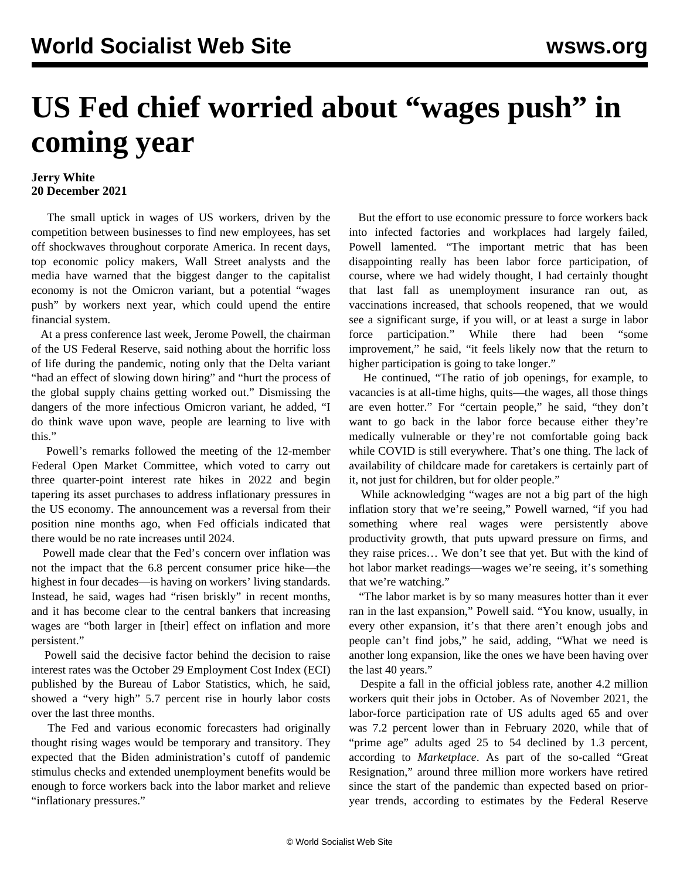# US Fed chief worried about "wages push" in coming year

**Jerry White**
**20 December 2021**

The small uptick in wages of US workers, driven by the competition between businesses to find new employees, has set off shockwaves throughout corporate America. In recent days, top economic policy makers, Wall Street analysts and the media have warned that the biggest danger to the capitalist economy is not the Omicron variant, but a potential "wages push" by workers next year, which could upend the entire financial system.

At a press conference last week, Jerome Powell, the chairman of the US Federal Reserve, said nothing about the horrific loss of life during the pandemic, noting only that the Delta variant "had an effect of slowing down hiring" and "hurt the process of the global supply chains getting worked out." Dismissing the dangers of the more infectious Omicron variant, he added, "I do think wave upon wave, people are learning to live with this."

Powell's remarks followed the meeting of the 12-member Federal Open Market Committee, which voted to carry out three quarter-point interest rate hikes in 2022 and begin tapering its asset purchases to address inflationary pressures in the US economy. The announcement was a reversal from their position nine months ago, when Fed officials indicated that there would be no rate increases until 2024.

Powell made clear that the Fed's concern over inflation was not the impact that the 6.8 percent consumer price hike—the highest in four decades—is having on workers' living standards. Instead, he said, wages had "risen briskly" in recent months, and it has become clear to the central bankers that increasing wages are "both larger in [their] effect on inflation and more persistent."

Powell said the decisive factor behind the decision to raise interest rates was the October 29 Employment Cost Index (ECI) published by the Bureau of Labor Statistics, which, he said, showed a "very high" 5.7 percent rise in hourly labor costs over the last three months.

The Fed and various economic forecasters had originally thought rising wages would be temporary and transitory. They expected that the Biden administration's cutoff of pandemic stimulus checks and extended unemployment benefits would be enough to force workers back into the labor market and relieve "inflationary pressures."

But the effort to use economic pressure to force workers back into infected factories and workplaces had largely failed, Powell lamented. "The important metric that has been disappointing really has been labor force participation, of course, where we had widely thought, I had certainly thought that last fall as unemployment insurance ran out, as vaccinations increased, that schools reopened, that we would see a significant surge, if you will, or at least a surge in labor force participation." While there had been "some improvement," he said, "it feels likely now that the return to higher participation is going to take longer."

He continued, "The ratio of job openings, for example, to vacancies is at all-time highs, quits—the wages, all those things are even hotter." For "certain people," he said, "they don't want to go back in the labor force because either they're medically vulnerable or they're not comfortable going back while COVID is still everywhere. That's one thing. The lack of availability of childcare made for caretakers is certainly part of it, not just for children, but for older people."

While acknowledging "wages are not a big part of the high inflation story that we're seeing," Powell warned, "if you had something where real wages were persistently above productivity growth, that puts upward pressure on firms, and they raise prices… We don't see that yet. But with the kind of hot labor market readings—wages we're seeing, it's something that we're watching."

"The labor market is by so many measures hotter than it ever ran in the last expansion," Powell said. "You know, usually, in every other expansion, it's that there aren't enough jobs and people can't find jobs," he said, adding, "What we need is another long expansion, like the ones we have been having over the last 40 years."

Despite a fall in the official jobless rate, another 4.2 million workers quit their jobs in October. As of November 2021, the labor-force participation rate of US adults aged 65 and over was 7.2 percent lower than in February 2020, while that of "prime age" adults aged 25 to 54 declined by 1.3 percent, according to *Marketplace*. As part of the so-called "Great Resignation," around three million more workers have retired since the start of the pandemic than expected based on prior-year trends, according to estimates by the Federal Reserve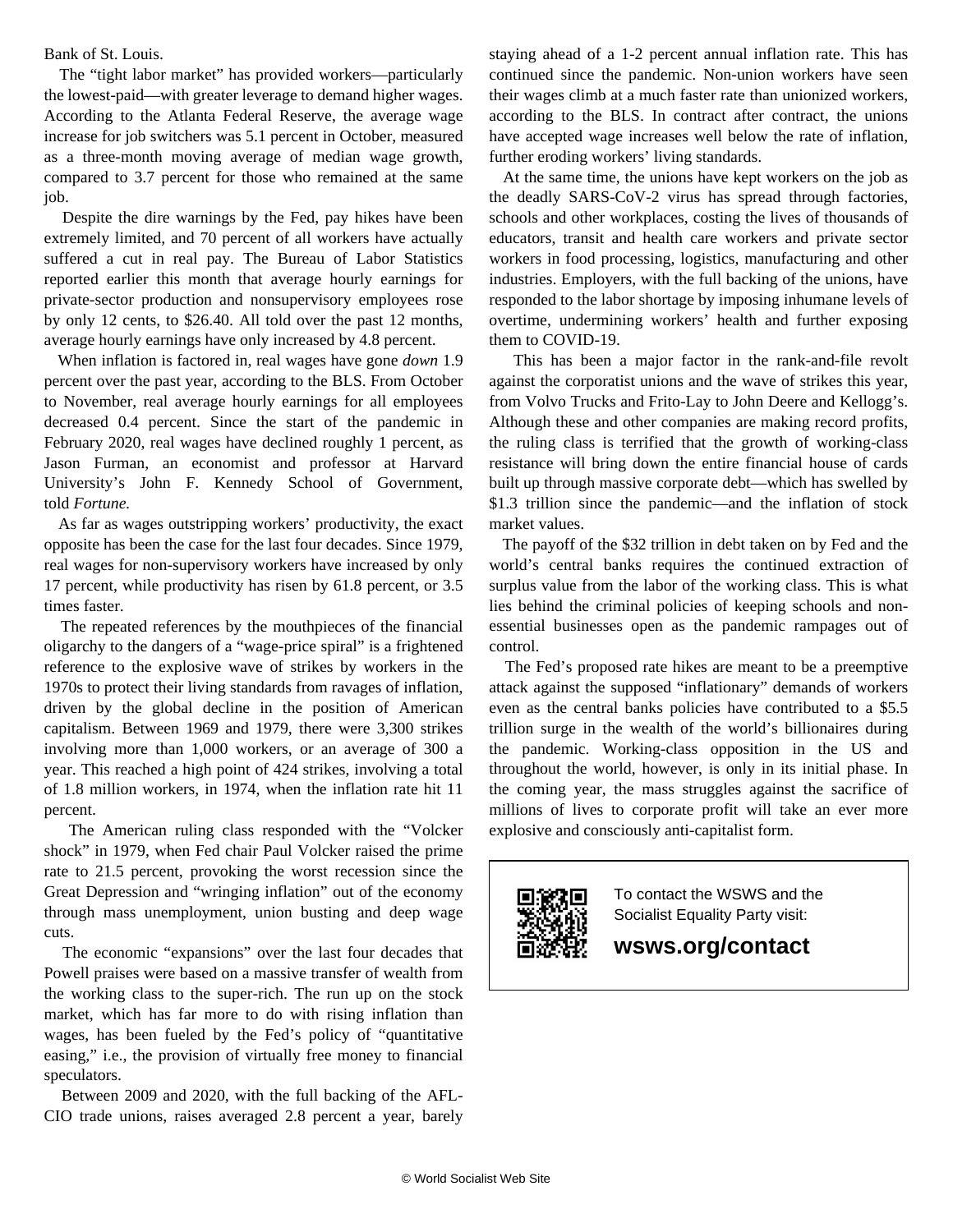Bank of St. Louis.

The "tight labor market" has provided workers—particularly the lowest-paid—with greater leverage to demand higher wages. According to the Atlanta Federal Reserve, the average wage increase for job switchers was 5.1 percent in October, measured as a three-month moving average of median wage growth, compared to 3.7 percent for those who remained at the same job.

Despite the dire warnings by the Fed, pay hikes have been extremely limited, and 70 percent of all workers have actually suffered a cut in real pay. The Bureau of Labor Statistics reported earlier this month that average hourly earnings for private-sector production and nonsupervisory employees rose by only 12 cents, to $26.40. All told over the past 12 months, average hourly earnings have only increased by 4.8 percent.

When inflation is factored in, real wages have gone *down* 1.9 percent over the past year, according to the BLS. From October to November, real average hourly earnings for all employees decreased 0.4 percent. Since the start of the pandemic in February 2020, real wages have declined roughly 1 percent, as Jason Furman, an economist and professor at Harvard University's John F. Kennedy School of Government, told *Fortune.*

As far as wages outstripping workers' productivity, the exact opposite has been the case for the last four decades. Since 1979, real wages for non-supervisory workers have increased by only 17 percent, while productivity has risen by 61.8 percent, or 3.5 times faster.

The repeated references by the mouthpieces of the financial oligarchy to the dangers of a "wage-price spiral" is a frightened reference to the explosive wave of strikes by workers in the 1970s to protect their living standards from ravages of inflation, driven by the global decline in the position of American capitalism. Between 1969 and 1979, there were 3,300 strikes involving more than 1,000 workers, or an average of 300 a year. This reached a high point of 424 strikes, involving a total of 1.8 million workers, in 1974, when the inflation rate hit 11 percent.

The American ruling class responded with the "Volcker shock" in 1979, when Fed chair Paul Volcker raised the prime rate to 21.5 percent, provoking the worst recession since the Great Depression and "wringing inflation" out of the economy through mass unemployment, union busting and deep wage cuts.

The economic "expansions" over the last four decades that Powell praises were based on a massive transfer of wealth from the working class to the super-rich. The run up on the stock market, which has far more to do with rising inflation than wages, has been fueled by the Fed's policy of "quantitative easing," i.e., the provision of virtually free money to financial speculators.

Between 2009 and 2020, with the full backing of the AFL-CIO trade unions, raises averaged 2.8 percent a year, barely staying ahead of a 1-2 percent annual inflation rate. This has continued since the pandemic. Non-union workers have seen their wages climb at a much faster rate than unionized workers, according to the BLS. In contract after contract, the unions have accepted wage increases well below the rate of inflation, further eroding workers' living standards.

At the same time, the unions have kept workers on the job as the deadly SARS-CoV-2 virus has spread through factories, schools and other workplaces, costing the lives of thousands of educators, transit and health care workers and private sector workers in food processing, logistics, manufacturing and other industries. Employers, with the full backing of the unions, have responded to the labor shortage by imposing inhumane levels of overtime, undermining workers' health and further exposing them to COVID-19.

This has been a major factor in the rank-and-file revolt against the corporatist unions and the wave of strikes this year, from Volvo Trucks and Frito-Lay to John Deere and Kellogg's. Although these and other companies are making record profits, the ruling class is terrified that the growth of working-class resistance will bring down the entire financial house of cards built up through massive corporate debt—which has swelled by $1.3 trillion since the pandemic—and the inflation of stock market values.

The payoff of the $32 trillion in debt taken on by Fed and the world's central banks requires the continued extraction of surplus value from the labor of the working class. This is what lies behind the criminal policies of keeping schools and non-essential businesses open as the pandemic rampages out of control.

The Fed's proposed rate hikes are meant to be a preemptive attack against the supposed "inflationary" demands of workers even as the central banks policies have contributed to a $5.5 trillion surge in the wealth of the world's billionaires during the pandemic. Working-class opposition in the US and throughout the world, however, is only in its initial phase. In the coming year, the mass struggles against the sacrifice of millions of lives to corporate profit will take an ever more explosive and consciously anti-capitalist form.

To contact the WSWS and the Socialist Equality Party visit:

**wsws.org/contact**